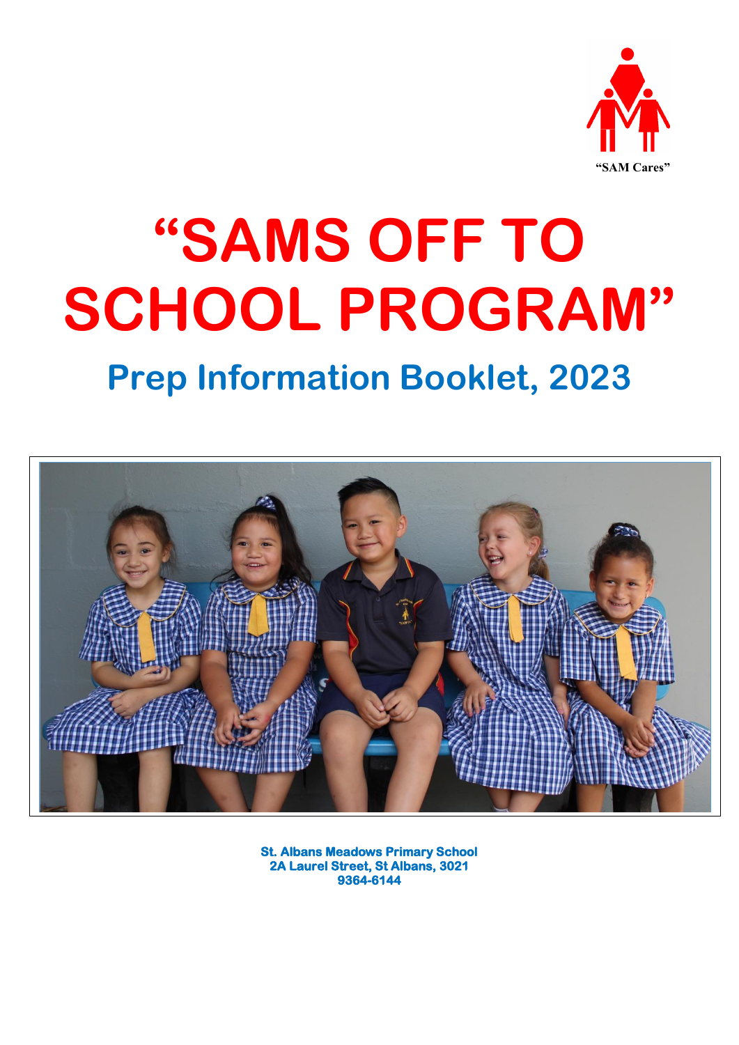"SAM Cares"

# "SAMS OFF TO SCHOOL PROGRAM"

## Prep Information Booklet, 2023

**St. Albans Meadows Primary School**
**2A Laurel Street, St Albans, 3021**
**9364-6144**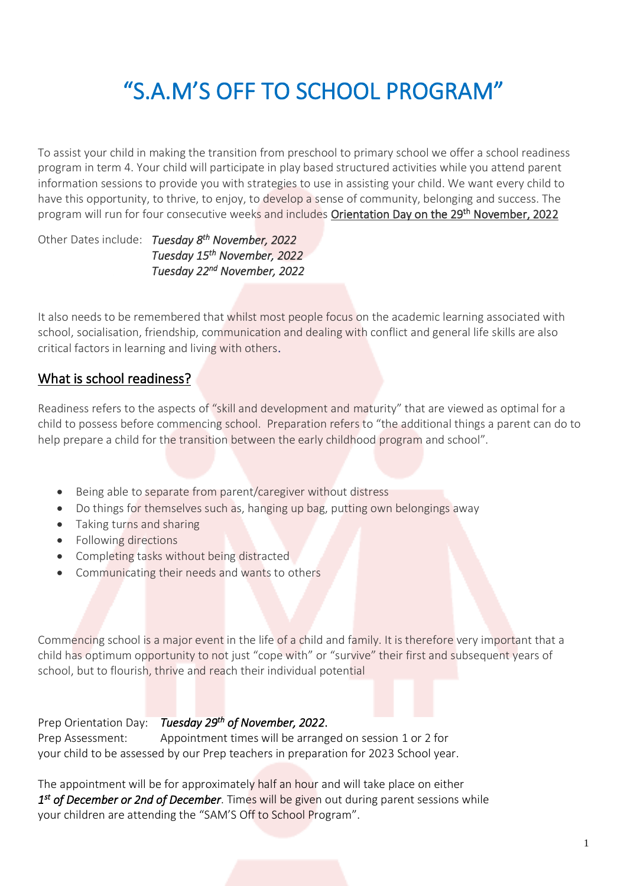# "S.A.M'S OFF TO SCHOOL PROGRAM"

To assist your child in making the transition from preschool to primary school we offer a school readiness program in term 4. Your child will participate in play based structured activities while you attend parent information sessions to provide you with strategies to use in assisting your child. We want every child to have this opportunity, to thrive, to enjoy, to develop a sense of community, belonging and success. The program will run for four consecutive weeks and includes <u>Orientation Day on the 29th November, 2022</u>

Other Dates include: *Tuesday 8th November, 2022*
*Tuesday 15th November, 2022*
*Tuesday 22nd November, 2022*

It also needs to be remembered that whilst most people focus on the academic learning associated with school, socialisation, friendship, communication and dealing with conflict and general life skills are also critical factors in learning and living with others.

## <u>What is school readiness?</u>

Readiness refers to the aspects of "skill and development and maturity" that are viewed as optimal for a child to possess before commencing school. Preparation refers to "the additional things a parent can do to help prepare a child for the transition between the early childhood program and school".

- Being able to separate from parent/caregiver without distress
- Do things for themselves such as, hanging up bag, putting own belongings away
- Taking turns and sharing
- Following directions
- Completing tasks without being distracted
- Communicating their needs and wants to others

Commencing school is a major event in the life of a child and family. It is therefore very important that a child has optimum opportunity to not just "cope with" or "survive" their first and subsequent years of school, but to flourish, thrive and reach their individual potential

Prep Orientation Day: *Tuesday 29th of November, 2022*.
Prep Assessment: Appointment times will be arranged on session 1 or 2 for your child to be assessed by our Prep teachers in preparation for 2023 School year.

The appointment will be for approximately half an hour and will take place on either *1st of December or 2nd of December*. Times will be given out during parent sessions while your children are attending the "SAM'S Off to School Program".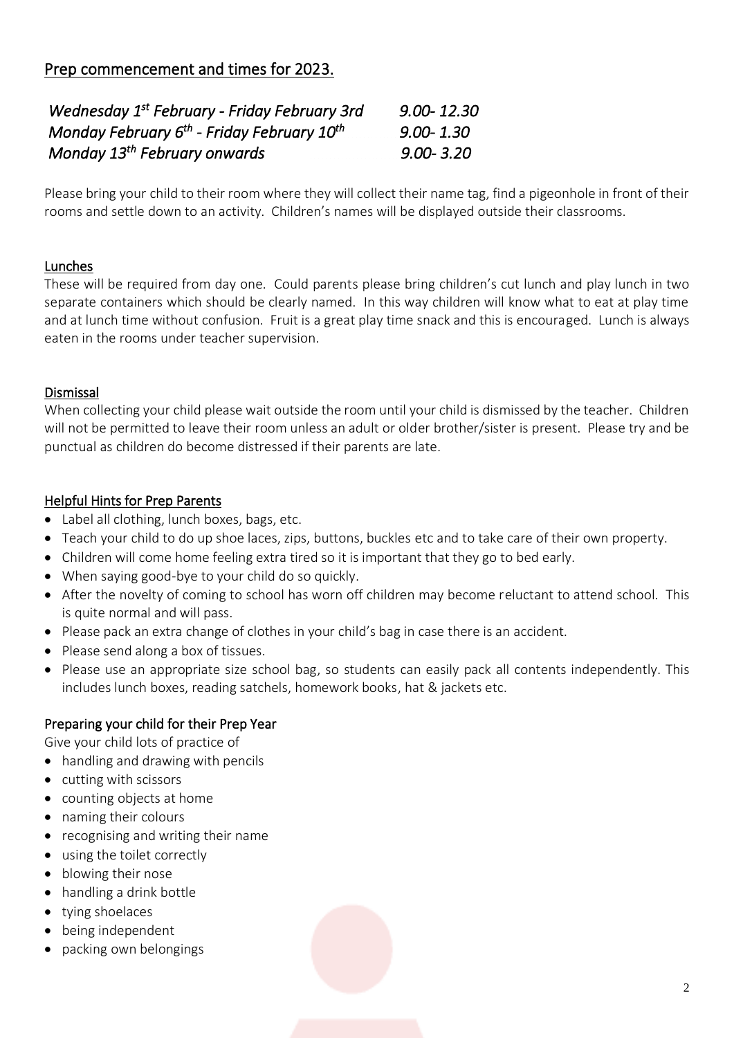## Prep commencement and times for 2023.

| | |
|---|---|
| *Wednesday 1st February - Friday February 3rd* | *9.00- 12.30* |
| *Monday February 6th - Friday February 10th* | *9.00- 1.30* |
| *Monday 13th February onwards* | *9.00- 3.20* |

Please bring your child to their room where they will collect their name tag, find a pigeonhole in front of their rooms and settle down to an activity. Children's names will be displayed outside their classrooms.

### Lunches

These will be required from day one. Could parents please bring children's cut lunch and play lunch in two separate containers which should be clearly named. In this way children will know what to eat at play time and at lunch time without confusion. Fruit is a great play time snack and this is encouraged. Lunch is always eaten in the rooms under teacher supervision.

### Dismissal

When collecting your child please wait outside the room until your child is dismissed by the teacher. Children will not be permitted to leave their room unless an adult or older brother/sister is present. Please try and be punctual as children do become distressed if their parents are late.

### Helpful Hints for Prep Parents

- Label all clothing, lunch boxes, bags, etc.
- Teach your child to do up shoe laces, zips, buttons, buckles etc and to take care of their own property.
- Children will come home feeling extra tired so it is important that they go to bed early.
- When saying good-bye to your child do so quickly.
- After the novelty of coming to school has worn off children may become reluctant to attend school. This is quite normal and will pass.
- Please pack an extra change of clothes in your child's bag in case there is an accident.
- Please send along a box of tissues.
- Please use an appropriate size school bag, so students can easily pack all contents independently. This includes lunch boxes, reading satchels, homework books, hat & jackets etc.

### Preparing your child for their Prep Year

Give your child lots of practice of

- handling and drawing with pencils
- cutting with scissors
- counting objects at home
- naming their colours
- recognising and writing their name
- using the toilet correctly
- blowing their nose
- handling a drink bottle
- tying shoelaces
- being independent
- packing own belongings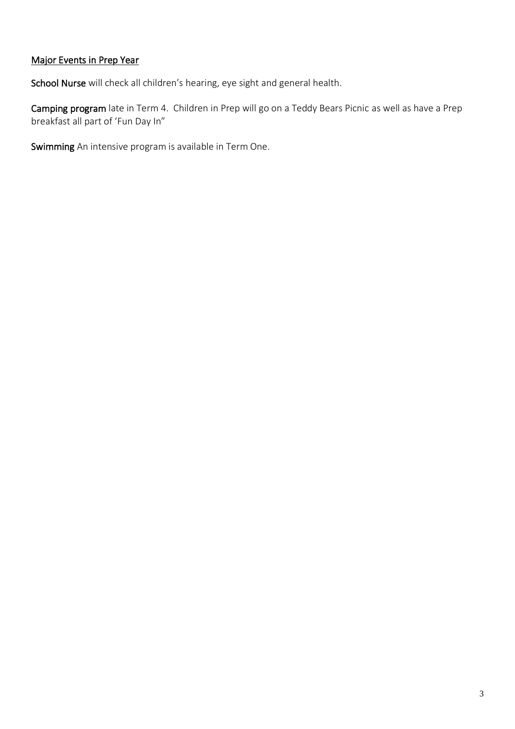## Major Events in Prep Year

**School Nurse** will check all children's hearing, eye sight and general health.

**Camping program** late in Term 4. Children in Prep will go on a Teddy Bears Picnic as well as have a Prep breakfast all part of 'Fun Day In"

**Swimming** An intensive program is available in Term One.